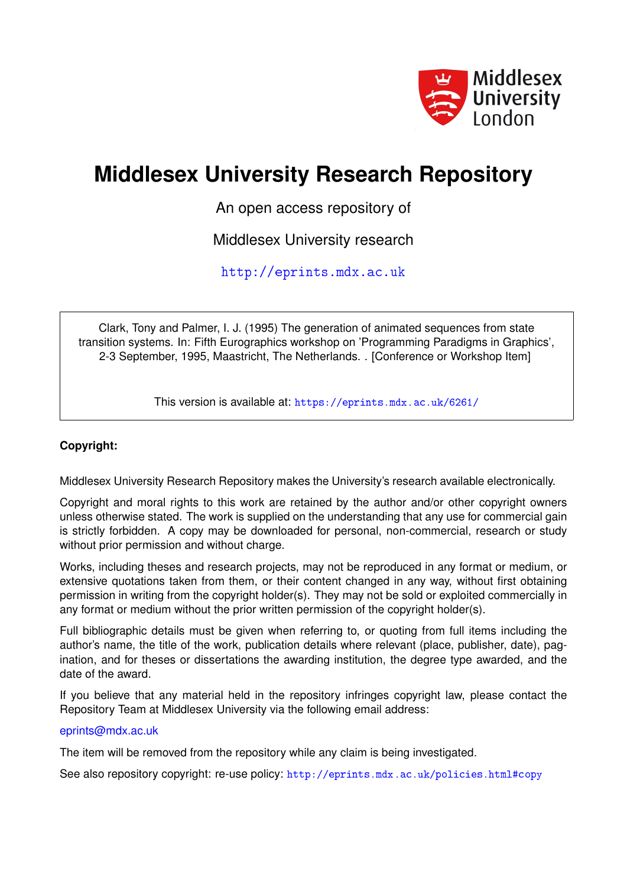Middlesex University London

# Middlesex University Research Repository

An open access repository of

Middlesex University research

http://eprints.mdx.ac.uk

Clark, Tony and Palmer, I. J. (1995) The generation of animated sequences from state transition systems. In: Fifth Eurographics workshop on 'Programming Paradigms in Graphics', 2-3 September, 1995, Maastricht, The Netherlands. . [Conference or Workshop Item]

This version is available at: https://eprints.mdx.ac.uk/6261/

**Copyright:**

Middlesex University Research Repository makes the University's research available electronically.

Copyright and moral rights to this work are retained by the author and/or other copyright owners unless otherwise stated. The work is supplied on the understanding that any use for commercial gain is strictly forbidden. A copy may be downloaded for personal, non-commercial, research or study without prior permission and without charge.

Works, including theses and research projects, may not be reproduced in any format or medium, or extensive quotations taken from them, or their content changed in any way, without first obtaining permission in writing from the copyright holder(s). They may not be sold or exploited commercially in any format or medium without the prior written permission of the copyright holder(s).

Full bibliographic details must be given when referring to, or quoting from full items including the author's name, the title of the work, publication details where relevant (place, publisher, date), pagination, and for theses or dissertations the awarding institution, the degree type awarded, and the date of the award.

If you believe that any material held in the repository infringes copyright law, please contact the Repository Team at Middlesex University via the following email address:

eprints@mdx.ac.uk

The item will be removed from the repository while any claim is being investigated.

See also repository copyright: re-use policy: http://eprints.mdx.ac.uk/policies.html#copy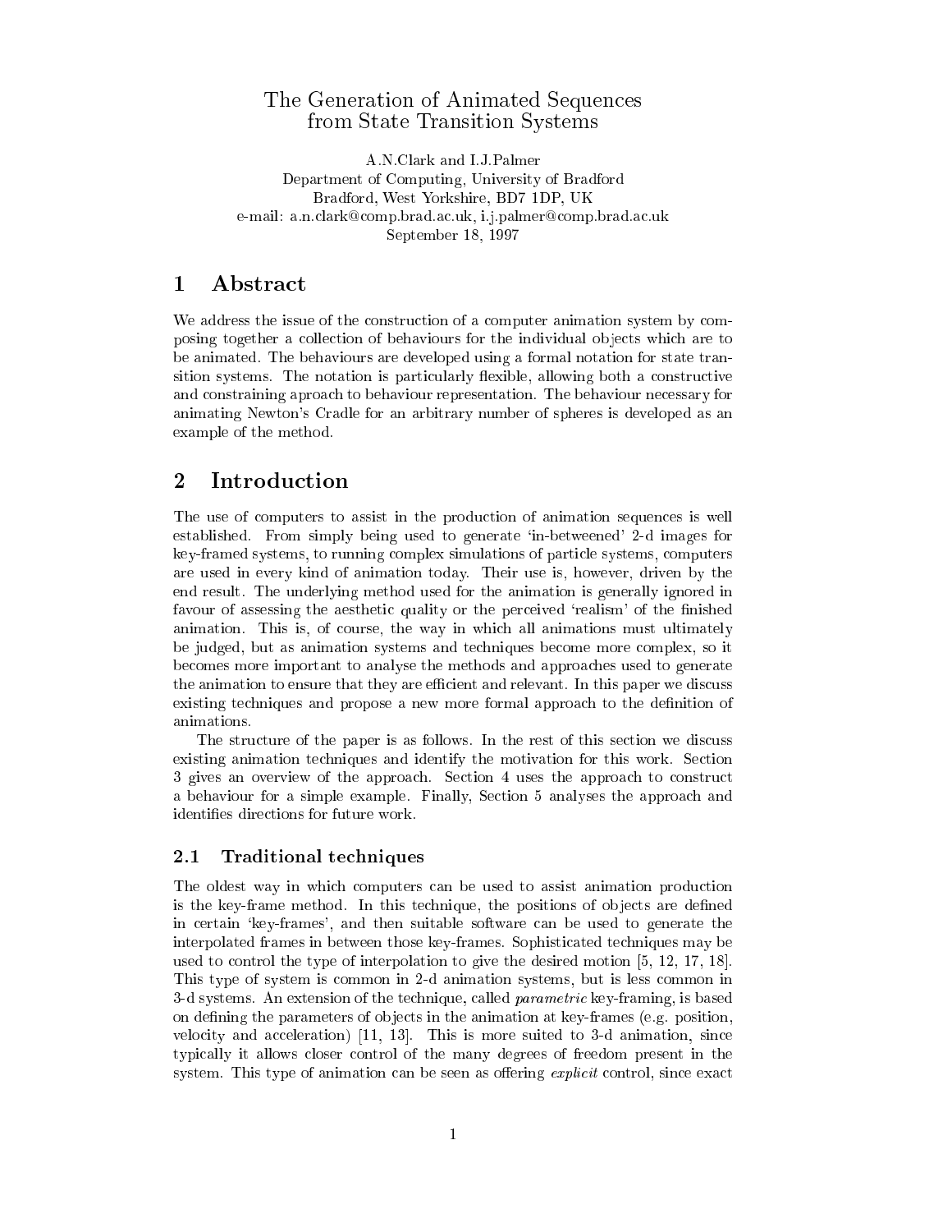# The Generation of Animated Sequences from State Transition Systems

A.N.Clark and I.J.Palmer
Department of Computing, University of Bradford
Bradford, West Yorkshire, BD7 1DP, UK
e-mail: a.n.clark@comp.brad.ac.uk, i.j.palmer@comp.brad.ac.uk
September 18, 1997

## 1 Abstract

We address the issue of the construction of a computer animation system by composing together a collection of behaviours for the individual objects which are to be animated. The behaviours are developed using a formal notation for state transition systems. The notation is particularly flexible, allowing both a constructive and constraining aproach to behaviour representation. The behaviour necessary for animating Newton's Cradle for an arbitrary number of spheres is developed as an example of the method.

## 2 Introduction

The use of computers to assist in the production of animation sequences is well established. From simply being used to generate 'in-betweened' 2-d images for key-framed systems, to running complex simulations of particle systems, computers are used in every kind of animation today. Their use is, however, driven by the end result. The underlying method used for the animation is generally ignored in favour of assessing the aesthetic quality or the perceived 'realism' of the finished animation. This is, of course, the way in which all animations must ultimately be judged, but as animation systems and techniques become more complex, so it becomes more important to analyse the methods and approaches used to generate the animation to ensure that they are efficient and relevant. In this paper we discuss existing techniques and propose a new more formal approach to the definition of animations.

The structure of the paper is as follows. In the rest of this section we discuss existing animation techniques and identify the motivation for this work. Section 3 gives an overview of the approach. Section 4 uses the approach to construct a behaviour for a simple example. Finally, Section 5 analyses the approach and identifies directions for future work.

### 2.1 Traditional techniques

The oldest way in which computers can be used to assist animation production is the key-frame method. In this technique, the positions of objects are defined in certain 'key-frames', and then suitable software can be used to generate the interpolated frames in between those key-frames. Sophisticated techniques may be used to control the type of interpolation to give the desired motion [5, 12, 17, 18]. This type of system is common in 2-d animation systems, but is less common in 3-d systems. An extension of the technique, called *parametric* key-framing, is based on defining the parameters of objects in the animation at key-frames (e.g. position, velocity and acceleration) [11, 13]. This is more suited to 3-d animation, since typically it allows closer control of the many degrees of freedom present in the system. This type of animation can be seen as offering *explicit* control, since exact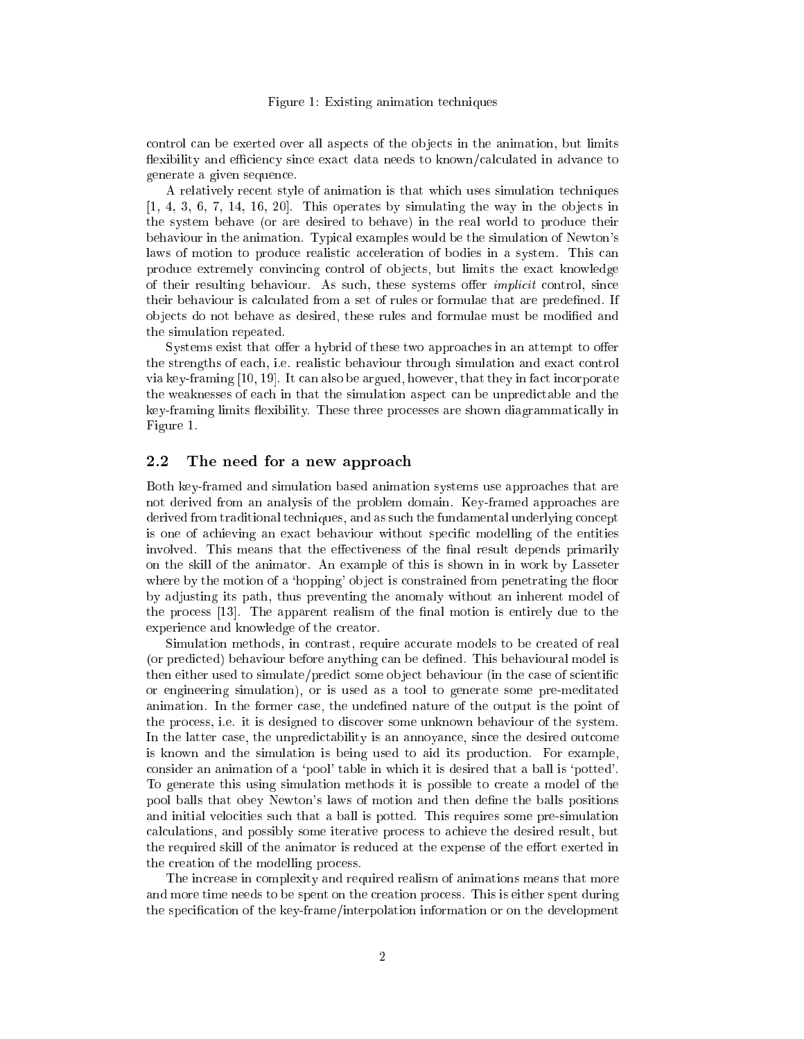Figure 1: Existing animation techniques

control can be exerted over all aspects of the objects in the animation, but limits flexibility and efficiency since exact data needs to known/calculated in advance to generate a given sequence.

A relatively recent style of animation is that which uses simulation techniques [1, 4, 3, 6, 7, 14, 16, 20]. This operates by simulating the way in the objects in the system behave (or are desired to behave) in the real world to produce their behaviour in the animation. Typical examples would be the simulation of Newton's laws of motion to produce realistic acceleration of bodies in a system. This can produce extremely convincing control of objects, but limits the exact knowledge of their resulting behaviour. As such, these systems offer *implicit* control, since their behaviour is calculated from a set of rules or formulae that are predefined. If objects do not behave as desired, these rules and formulae must be modified and the simulation repeated.

Systems exist that offer a hybrid of these two approaches in an attempt to offer the strengths of each, i.e. realistic behaviour through simulation and exact control via key-framing [10, 19]. It can also be argued, however, that they in fact incorporate the weaknesses of each in that the simulation aspect can be unpredictable and the key-framing limits flexibility. These three processes are shown diagrammatically in Figure 1.

## 2.2 The need for a new approach

Both key-framed and simulation based animation systems use approaches that are not derived from an analysis of the problem domain. Key-framed approaches are derived from traditional techniques, and as such the fundamental underlying concept is one of achieving an exact behaviour without specific modelling of the entities involved. This means that the effectiveness of the final result depends primarily on the skill of the animator. An example of this is shown in in work by Lasseter where by the motion of a 'hopping' object is constrained from penetrating the floor by adjusting its path, thus preventing the anomaly without an inherent model of the process [13]. The apparent realism of the final motion is entirely due to the experience and knowledge of the creator.

Simulation methods, in contrast, require accurate models to be created of real (or predicted) behaviour before anything can be defined. This behavioural model is then either used to simulate/predict some object behaviour (in the case of scientific or engineering simulation), or is used as a tool to generate some pre-meditated animation. In the former case, the undefined nature of the output is the point of the process, i.e. it is designed to discover some unknown behaviour of the system. In the latter case, the unpredictability is an annoyance, since the desired outcome is known and the simulation is being used to aid its production. For example, consider an animation of a 'pool' table in which it is desired that a ball is 'potted'. To generate this using simulation methods it is possible to create a model of the pool balls that obey Newton's laws of motion and then define the balls positions and initial velocities such that a ball is potted. This requires some pre-simulation calculations, and possibly some iterative process to achieve the desired result, but the required skill of the animator is reduced at the expense of the effort exerted in the creation of the modelling process.

The increase in complexity and required realism of animations means that more and more time needs to be spent on the creation process. This is either spent during the specification of the key-frame/interpolation information or on the development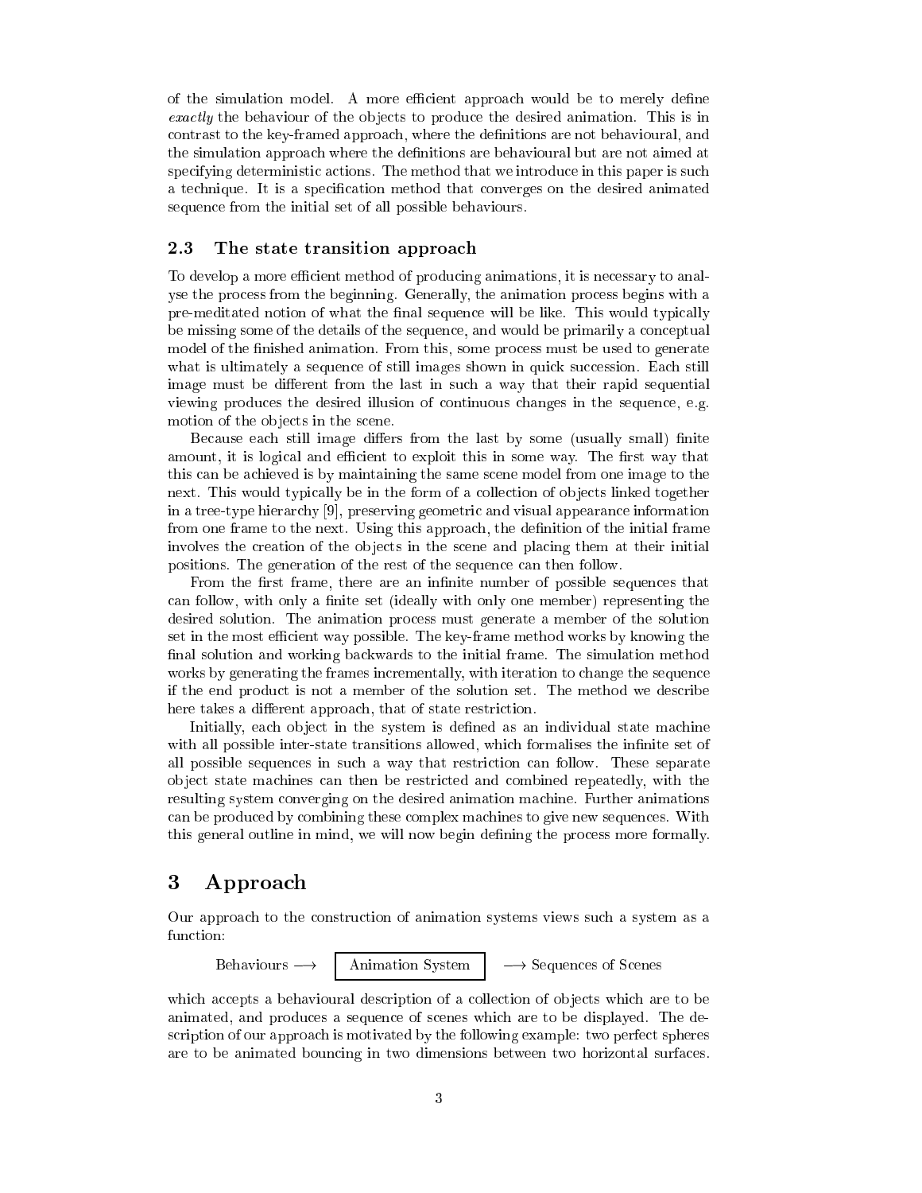of the simulation model. A more efficient approach would be to merely define *exactly* the behaviour of the objects to produce the desired animation. This is in contrast to the key-framed approach, where the definitions are not behavioural, and the simulation approach where the definitions are behavioural but are not aimed at specifying deterministic actions. The method that we introduce in this paper is such a technique. It is a specification method that converges on the desired animated sequence from the initial set of all possible behaviours.

### 2.3 The state transition approach

To develop a more efficient method of producing animations, it is necessary to analyse the process from the beginning. Generally, the animation process begins with a pre-meditated notion of what the final sequence will be like. This would typically be missing some of the details of the sequence, and would be primarily a conceptual model of the finished animation. From this, some process must be used to generate what is ultimately a sequence of still images shown in quick succession. Each still image must be different from the last in such a way that their rapid sequential viewing produces the desired illusion of continuous changes in the sequence, e.g. motion of the objects in the scene.

Because each still image differs from the last by some (usually small) finite amount, it is logical and efficient to exploit this in some way. The first way that this can be achieved is by maintaining the same scene model from one image to the next. This would typically be in the form of a collection of objects linked together in a tree-type hierarchy [9], preserving geometric and visual appearance information from one frame to the next. Using this approach, the definition of the initial frame involves the creation of the objects in the scene and placing them at their initial positions. The generation of the rest of the sequence can then follow.

From the first frame, there are an infinite number of possible sequences that can follow, with only a finite set (ideally with only one member) representing the desired solution. The animation process must generate a member of the solution set in the most efficient way possible. The key-frame method works by knowing the final solution and working backwards to the initial frame. The simulation method works by generating the frames incrementally, with iteration to change the sequence if the end product is not a member of the solution set. The method we describe here takes a different approach, that of state restriction.

Initially, each object in the system is defined as an individual state machine with all possible inter-state transitions allowed, which formalises the infinite set of all possible sequences in such a way that restriction can follow. These separate object state machines can then be restricted and combined repeatedly, with the resulting system converging on the desired animation machine. Further animations can be produced by combining these complex machines to give new sequences. With this general outline in mind, we will now begin defining the process more formally.

## 3 Approach

Our approach to the construction of animation systems views such a system as a function:

$$\text{Behaviours} \longrightarrow \boxed{\text{Animation System}} \longrightarrow \text{Sequences of Scenes}$$

which accepts a behavioural description of a collection of objects which are to be animated, and produces a sequence of scenes which are to be displayed. The description of our approach is motivated by the following example: two perfect spheres are to be animated bouncing in two dimensions between two horizontal surfaces.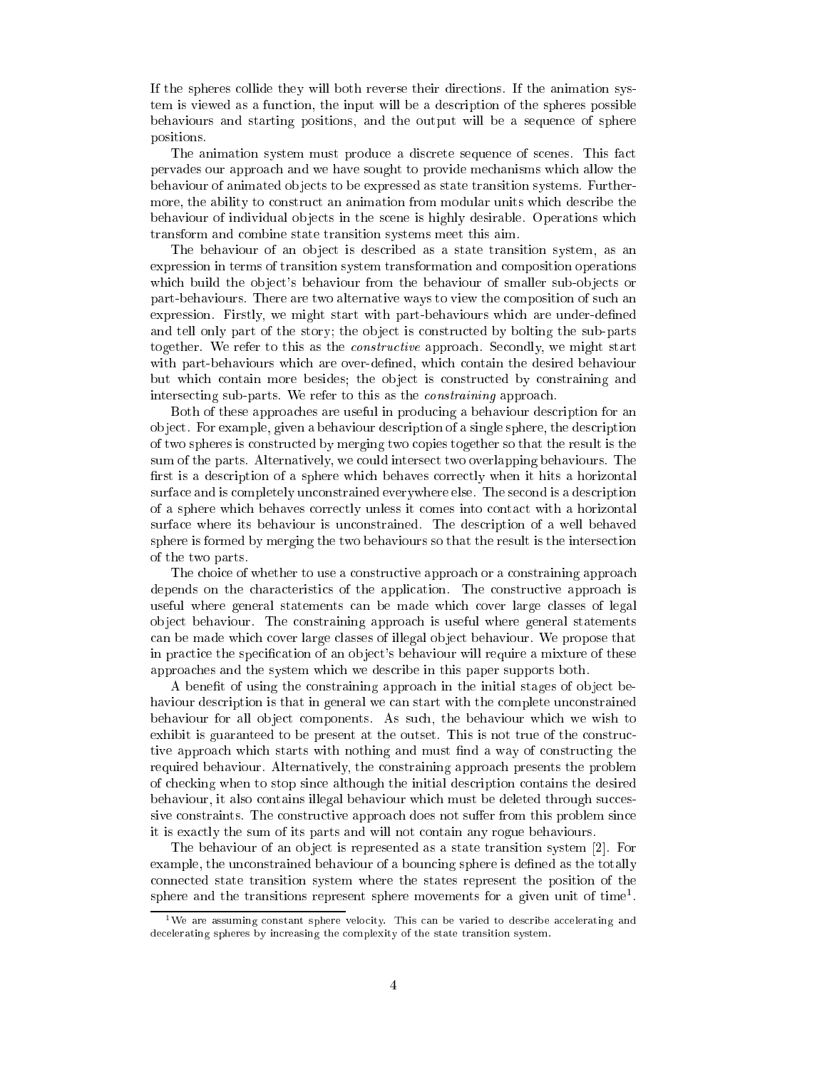If the spheres collide they will both reverse their directions. If the animation system is viewed as a function, the input will be a description of the spheres possible behaviours and starting positions, and the output will be a sequence of sphere positions.

The animation system must produce a discrete sequence of scenes. This fact pervades our approach and we have sought to provide mechanisms which allow the behaviour of animated objects to be expressed as state transition systems. Furthermore, the ability to construct an animation from modular units which describe the behaviour of individual objects in the scene is highly desirable. Operations which transform and combine state transition systems meet this aim.

The behaviour of an object is described as a state transition system, as an expression in terms of transition system transformation and composition operations which build the object's behaviour from the behaviour of smaller sub-objects or part-behaviours. There are two alternative ways to view the composition of such an expression. Firstly, we might start with part-behaviours which are under-defined and tell only part of the story; the object is constructed by bolting the sub-parts together. We refer to this as the *constructive* approach. Secondly, we might start with part-behaviours which are over-defined, which contain the desired behaviour but which contain more besides; the object is constructed by constraining and intersecting sub-parts. We refer to this as the *constraining* approach.

Both of these approaches are useful in producing a behaviour description for an object. For example, given a behaviour description of a single sphere, the description of two spheres is constructed by merging two copies together so that the result is the sum of the parts. Alternatively, we could intersect two overlapping behaviours. The first is a description of a sphere which behaves correctly when it hits a horizontal surface and is completely unconstrained everywhere else. The second is a description of a sphere which behaves correctly unless it comes into contact with a horizontal surface where its behaviour is unconstrained. The description of a well behaved sphere is formed by merging the two behaviours so that the result is the intersection of the two parts.

The choice of whether to use a constructive approach or a constraining approach depends on the characteristics of the application. The constructive approach is useful where general statements can be made which cover large classes of legal object behaviour. The constraining approach is useful where general statements can be made which cover large classes of illegal object behaviour. We propose that in practice the specification of an object's behaviour will require a mixture of these approaches and the system which we describe in this paper supports both.

A benefit of using the constraining approach in the initial stages of object behaviour description is that in general we can start with the complete unconstrained behaviour for all object components. As such, the behaviour which we wish to exhibit is guaranteed to be present at the outset. This is not true of the constructive approach which starts with nothing and must find a way of constructing the required behaviour. Alternatively, the constraining approach presents the problem of checking when to stop since although the initial description contains the desired behaviour, it also contains illegal behaviour which must be deleted through successive constraints. The constructive approach does not suffer from this problem since it is exactly the sum of its parts and will not contain any rogue behaviours.

The behaviour of an object is represented as a state transition system [2]. For example, the unconstrained behaviour of a bouncing sphere is defined as the totally connected state transition system where the states represent the position of the sphere and the transitions represent sphere movements for a given unit of time[1].

[1] We are assuming constant sphere velocity. This can be varied to describe accelerating and decelerating spheres by increasing the complexity of the state transition system.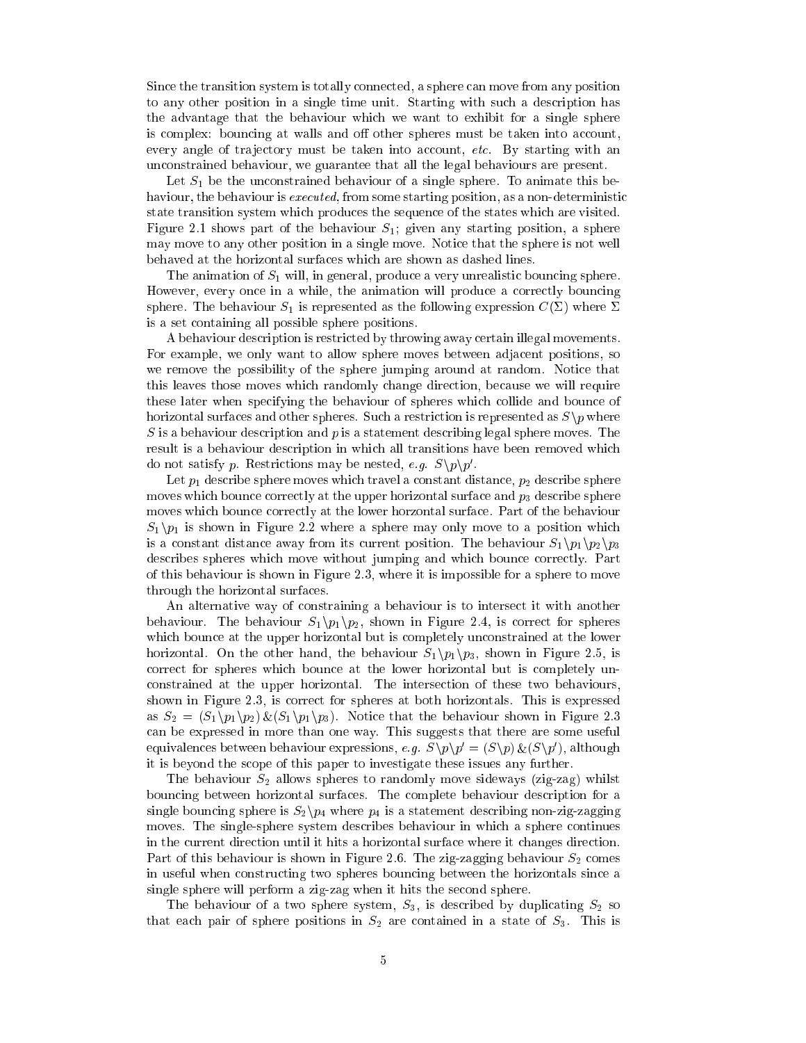Since the transition system is totally connected, a sphere can move from any position to any other position in a single time unit. Starting with such a description has the advantage that the behaviour which we want to exhibit for a single sphere is complex: bouncing at walls and off other spheres must be taken into account, every angle of trajectory must be taken into account, *etc.* By starting with an unconstrained behaviour, we guarantee that all the legal behaviours are present.

Let $S_1$ be the unconstrained behaviour of a single sphere. To animate this behaviour, the behaviour is *executed*, from some starting position, as a non-deterministic state transition system which produces the sequence of the states which are visited. Figure 2.1 shows part of the behaviour $S_1$; given any starting position, a sphere may move to any other position in a single move. Notice that the sphere is not well behaved at the horizontal surfaces which are shown as dashed lines.

The animation of $S_1$ will, in general, produce a very unrealistic bouncing sphere. However, every once in a while, the animation will produce a correctly bouncing sphere. The behaviour $S_1$ is represented as the following expression $C(\Sigma)$ where $\Sigma$ is a set containing all possible sphere positions.

A behaviour description is restricted by throwing away certain illegal movements. For example, we only want to allow sphere moves between adjacent positions, so we remove the possibility of the sphere jumping around at random. Notice that this leaves those moves which randomly change direction, because we will require these later when specifying the behaviour of spheres which collide and bounce of horizontal surfaces and other spheres. Such a restriction is represented as $S \backslash p$ where $S$ is a behaviour description and $p$ is a statement describing legal sphere moves. The result is a behaviour description in which all transitions have been removed which do not satisfy $p$. Restrictions may be nested, *e.g.* $S \backslash p \backslash p'$.

Let $p_1$ describe sphere moves which travel a constant distance, $p_2$ describe sphere moves which bounce correctly at the upper horizontal surface and $p_3$ describe sphere moves which bounce correctly at the lower horzontal surface. Part of the behaviour $S_1 \backslash p_1$ is shown in Figure 2.2 where a sphere may only move to a position which is a constant distance away from its current position. The behaviour $S_1 \backslash p_1 \backslash p_2 \backslash p_3$ describes spheres which move without jumping and which bounce correctly. Part of this behaviour is shown in Figure 2.3, where it is impossible for a sphere to move through the horizontal surfaces.

An alternative way of constraining a behaviour is to intersect it with another behaviour. The behaviour $S_1 \backslash p_1 \backslash p_2$, shown in Figure 2.4, is correct for spheres which bounce at the upper horizontal but is completely unconstrained at the lower horizontal. On the other hand, the behaviour $S_1 \backslash p_1 \backslash p_3$, shown in Figure 2.5, is correct for spheres which bounce at the lower horizontal but is completely unconstrained at the upper horizontal. The intersection of these two behaviours, shown in Figure 2.3, is correct for spheres at both horizontals. This is expressed as $S_2 = (S_1 \backslash p_1 \backslash p_2) \,\&\, (S_1 \backslash p_1 \backslash p_3)$. Notice that the behaviour shown in Figure 2.3 can be expressed in more than one way. This suggests that there are some useful equivalences between behaviour expressions, *e.g.* $S \backslash p \backslash p' = (S \backslash p) \,\&\, (S \backslash p')$, although it is beyond the scope of this paper to investigate these issues any further.

The behaviour $S_2$ allows spheres to randomly move sideways (zig-zag) whilst bouncing between horizontal surfaces. The complete behaviour description for a single bouncing sphere is $S_2 \backslash p_4$ where $p_4$ is a statement describing non-zig-zagging moves. The single-sphere system describes behaviour in which a sphere continues in the current direction until it hits a horizontal surface where it changes direction. Part of this behaviour is shown in Figure 2.6. The zig-zagging behaviour $S_2$ comes in useful when constructing two spheres bouncing between the horizontals since a single sphere will perform a zig-zag when it hits the second sphere.

The behaviour of a two sphere system, $S_3$, is described by duplicating $S_2$ so that each pair of sphere positions in $S_2$ are contained in a state of $S_3$. This is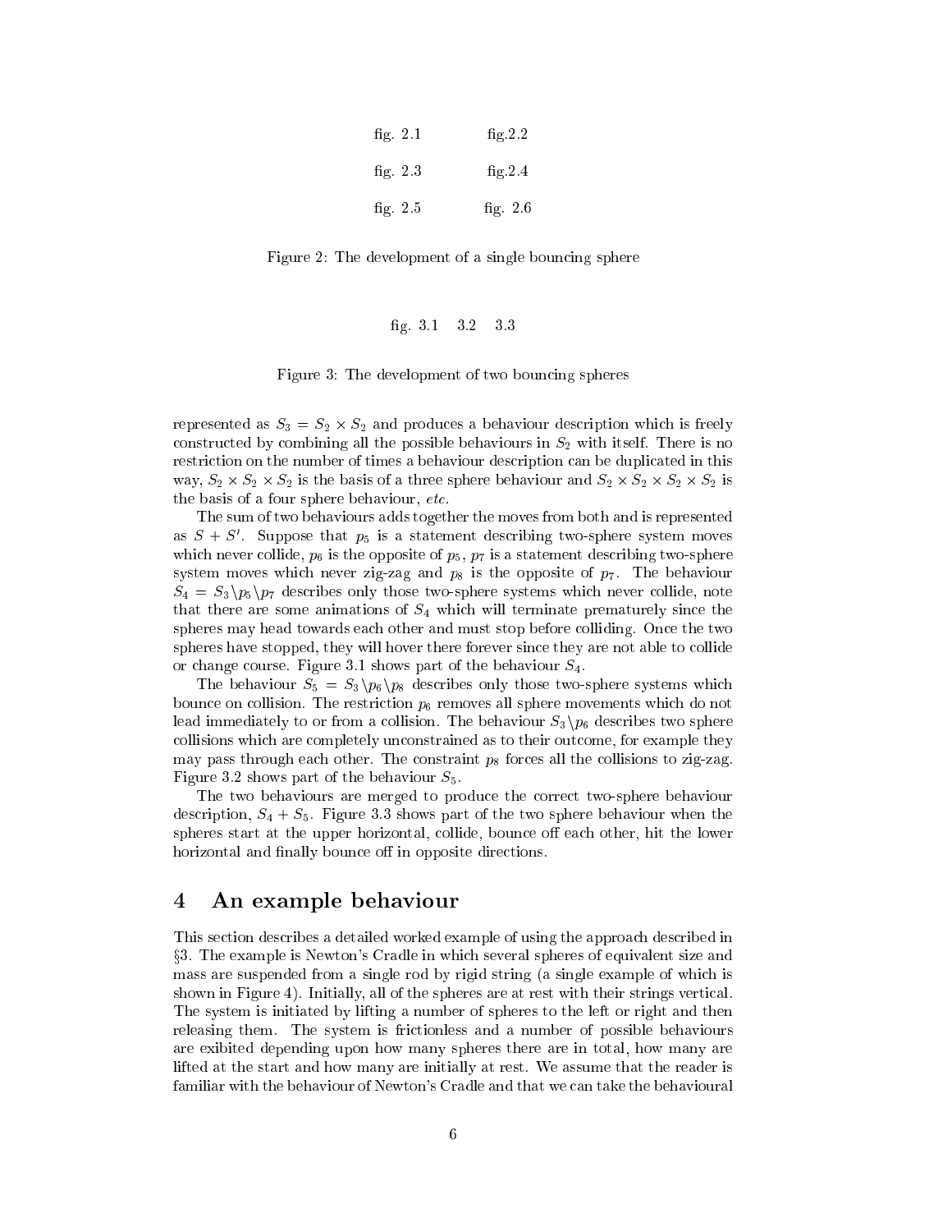fig. 2.1 fig.2.2

fig. 2.3 fig.2.4

fig. 2.5 fig. 2.6

Figure 2: The development of a single bouncing sphere

fig. 3.1 3.2 3.3

Figure 3: The development of two bouncing spheres

represented as $S_3 = S_2 \times S_2$ and produces a behaviour description which is freely constructed by combining all the possible behaviours in $S_2$ with itself. There is no restriction on the number of times a behaviour description can be duplicated in this way, $S_2 \times S_2 \times S_2$ is the basis of a three sphere behaviour and $S_2 \times S_2 \times S_2 \times S_2$ is the basis of a four sphere behaviour, *etc.*

The sum of two behaviours adds together the moves from both and is represented as $S + S'$. Suppose that $p_5$ is a statement describing two-sphere system moves which never collide, $p_6$ is the opposite of $p_5$, $p_7$ is a statement describing two-sphere system moves which never zig-zag and $p_8$ is the opposite of $p_7$. The behaviour $S_4 = S_3 \backslash p_5 \backslash p_7$ describes only those two-sphere systems which never collide, note that there are some animations of $S_4$ which will terminate prematurely since the spheres may head towards each other and must stop before colliding. Once the two spheres have stopped, they will hover there forever since they are not able to collide or change course. Figure 3.1 shows part of the behaviour $S_4$.

The behaviour $S_5 = S_3 \backslash p_6 \backslash p_8$ describes only those two-sphere systems which bounce on collision. The restriction $p_6$ removes all sphere movements which do not lead immediately to or from a collision. The behaviour $S_3 \backslash p_6$ describes two sphere collisions which are completely unconstrained as to their outcome, for example they may pass through each other. The constraint $p_8$ forces all the collisions to zig-zag. Figure 3.2 shows part of the behaviour $S_5$.

The two behaviours are merged to produce the correct two-sphere behaviour description, $S_4 + S_5$. Figure 3.3 shows part of the two sphere behaviour when the spheres start at the upper horizontal, collide, bounce off each other, hit the lower horizontal and finally bounce off in opposite directions.

## 4 An example behaviour

This section describes a detailed worked example of using the approach described in §3. The example is Newton's Cradle in which several spheres of equivalent size and mass are suspended from a single rod by rigid string (a single example of which is shown in Figure 4). Initially, all of the spheres are at rest with their strings vertical. The system is initiated by lifting a number of spheres to the left or right and then releasing them. The system is frictionless and a number of possible behaviours are exibited depending upon how many spheres there are in total, how many are lifted at the start and how many are initially at rest. We assume that the reader is familiar with the behaviour of Newton's Cradle and that we can take the behavioural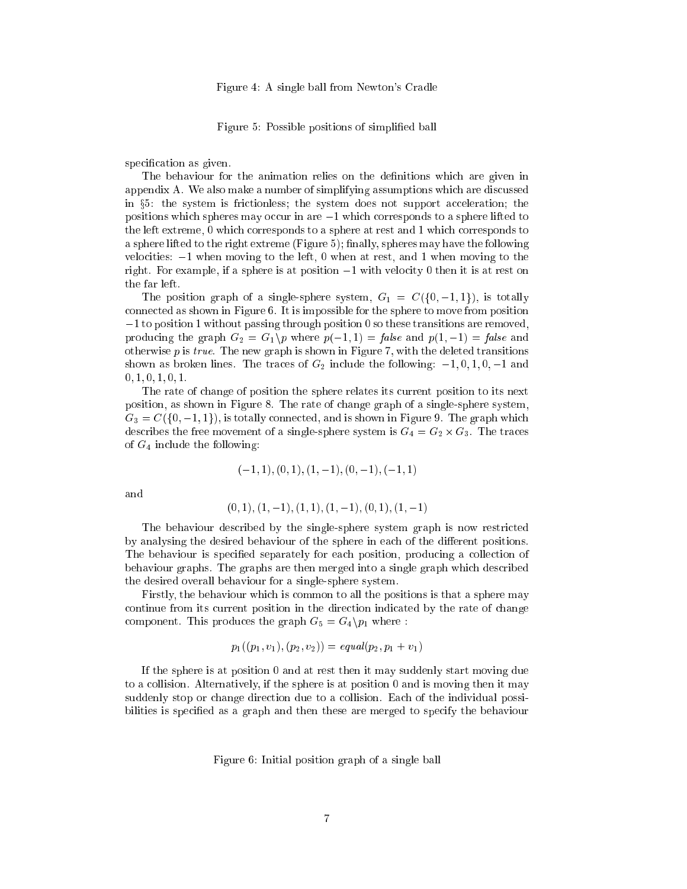Figure 4: A single ball from Newton's Cradle

Figure 5: Possible positions of simplified ball

specification as given.

The behaviour for the animation relies on the definitions which are given in appendix A. We also make a number of simplifying assumptions which are discussed in §5: the system is frictionless; the system does not support acceleration; the positions which spheres may occur in are $-1$ which corresponds to a sphere lifted to the left extreme, 0 which corresponds to a sphere at rest and 1 which corresponds to a sphere lifted to the right extreme (Figure 5); finally, spheres may have the following velocities: $-1$ when moving to the left, 0 when at rest, and 1 when moving to the right. For example, if a sphere is at position $-1$ with velocity 0 then it is at rest on the far left.

The position graph of a single-sphere system, $G_1 = C(\{0, -1, 1\})$, is totally connected as shown in Figure 6. It is impossible for the sphere to move from position $-1$ to position 1 without passing through position 0 so these transitions are removed, producing the graph $G_2 = G_1 \backslash p$ where $p(-1, 1) = \mathit{false}$ and $p(1, -1) = \mathit{false}$ and otherwise $p$ is $\mathit{true}$. The new graph is shown in Figure 7, with the deleted transitions shown as broken lines. The traces of $G_2$ include the following: $-1, 0, 1, 0, -1$ and $0, 1, 0, 1, 0, 1$.

The rate of change of position the sphere relates its current position to its next position, as shown in Figure 8. The rate of change graph of a single-sphere system, $G_3 = C(\{0, -1, 1\})$, is totally connected, and is shown in Figure 9. The graph which describes the free movement of a single-sphere system is $G_4 = G_2 \times G_3$. The traces of $G_4$ include the following:

$$(-1, 1), (0, 1), (1, -1), (0, -1), (-1, 1)$$

and

$$(0, 1), (1, -1), (1, 1), (1, -1), (0, 1), (1, -1)$$

The behaviour described by the single-sphere system graph is now restricted by analysing the desired behaviour of the sphere in each of the different positions. The behaviour is specified separately for each position, producing a collection of behaviour graphs. The graphs are then merged into a single graph which described the desired overall behaviour for a single-sphere system.

Firstly, the behaviour which is common to all the positions is that a sphere may continue from its current position in the direction indicated by the rate of change component. This produces the graph $G_5 = G_4 \backslash p_1$ where :

$$p_1((p_1, v_1), (p_2, v_2)) = \mathit{equal}(p_2, p_1 + v_1)$$

If the sphere is at position 0 and at rest then it may suddenly start moving due to a collision. Alternatively, if the sphere is at position 0 and is moving then it may suddenly stop or change direction due to a collision. Each of the individual possibilities is specified as a graph and then these are merged to specify the behaviour

Figure 6: Initial position graph of a single ball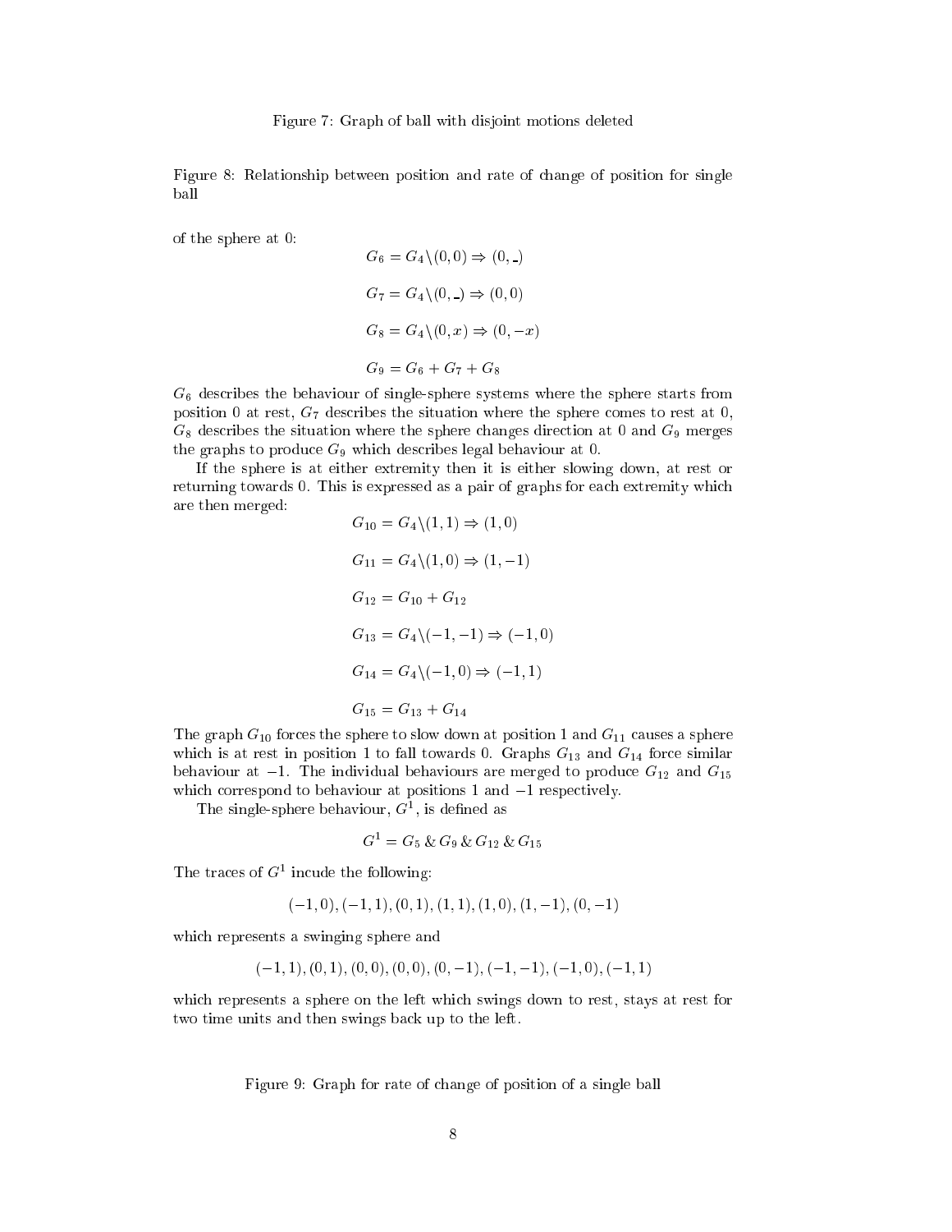Figure 7: Graph of ball with disjoint motions deleted

Figure 8: Relationship between position and rate of change of position for single ball

of the sphere at 0:

$$G_6 = G_4 \backslash (0,0) \Rightarrow (0,\_)$$

$$G_7 = G_4 \backslash (0,\_) \Rightarrow (0,0)$$

$$G_8 = G_4 \backslash (0,x) \Rightarrow (0,-x)$$

$$G_9 = G_6 + G_7 + G_8$$

$G_6$ describes the behaviour of single-sphere systems where the sphere starts from position 0 at rest, $G_7$ describes the situation where the sphere comes to rest at 0, $G_8$ describes the situation where the sphere changes direction at 0 and $G_9$ merges the graphs to produce $G_9$ which describes legal behaviour at 0.

If the sphere is at either extremity then it is either slowing down, at rest or returning towards 0. This is expressed as a pair of graphs for each extremity which are then merged:

$$G_{10} = G_4 \backslash (1,1) \Rightarrow (1,0)$$

$$G_{11} = G_4 \backslash (1,0) \Rightarrow (1,-1)$$

$$G_{12} = G_{10} + G_{12}$$

$$G_{13} = G_4 \backslash (-1,-1) \Rightarrow (-1,0)$$

$$G_{14} = G_4 \backslash (-1,0) \Rightarrow (-1,1)$$

$$G_{15} = G_{13} + G_{14}$$

The graph $G_{10}$ forces the sphere to slow down at position 1 and $G_{11}$ causes a sphere which is at rest in position 1 to fall towards 0. Graphs $G_{13}$ and $G_{14}$ force similar behaviour at $-1$. The individual behaviours are merged to produce $G_{12}$ and $G_{15}$ which correspond to behaviour at positions 1 and $-1$ respectively.

The single-sphere behaviour, $G^1$, is defined as

$$G^1 = G_5 \,\&\, G_9 \,\&\, G_{12} \,\&\, G_{15}$$

The traces of $G^1$ incude the following:

$$(-1,0),(-1,1),(0,1),(1,1),(1,0),(1,-1),(0,-1)$$

which represents a swinging sphere and

$$(-1,1),(0,1),(0,0),(0,0),(0,-1),(-1,-1),(-1,0),(-1,1)$$

which represents a sphere on the left which swings down to rest, stays at rest for two time units and then swings back up to the left.

Figure 9: Graph for rate of change of position of a single ball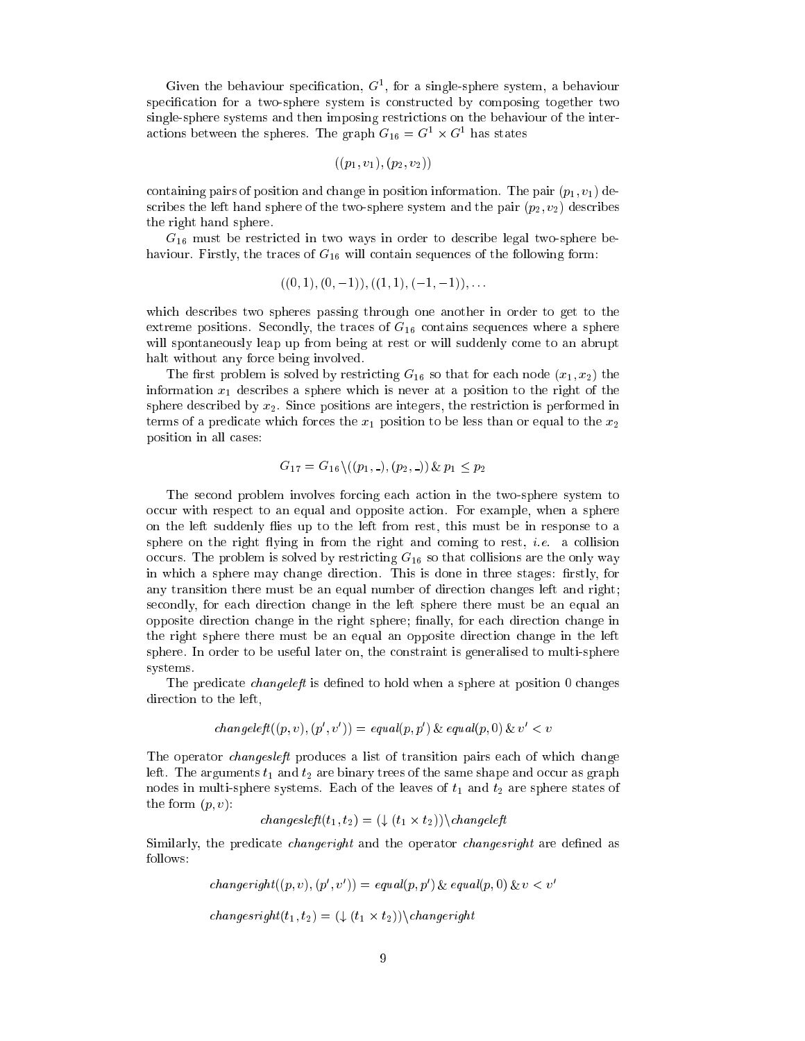Given the behaviour specification, $G^1$, for a single-sphere system, a behaviour specification for a two-sphere system is constructed by composing together two single-sphere systems and then imposing restrictions on the behaviour of the interactions between the spheres. The graph $G_{16} = G^1 \times G^1$ has states

$$((p_1, v_1), (p_2, v_2))$$

containing pairs of position and change in position information. The pair $(p_1, v_1)$ describes the left hand sphere of the two-sphere system and the pair $(p_2, v_2)$ describes the right hand sphere.

$G_{16}$ must be restricted in two ways in order to describe legal two-sphere behaviour. Firstly, the traces of $G_{16}$ will contain sequences of the following form:

$$((0, 1), (0, -1)), ((1, 1), (-1, -1)), \ldots$$

which describes two spheres passing through one another in order to get to the extreme positions. Secondly, the traces of $G_{16}$ contains sequences where a sphere will spontaneously leap up from being at rest or will suddenly come to an abrupt halt without any force being involved.

The first problem is solved by restricting $G_{16}$ so that for each node $(x_1, x_2)$ the information $x_1$ describes a sphere which is never at a position to the right of the sphere described by $x_2$. Since positions are integers, the restriction is performed in terms of a predicate which forces the $x_1$ position to be less than or equal to the $x_2$ position in all cases:

$$G_{17} = G_{16} \backslash ((p_1, \_), (p_2, \_)) \,\&\, p_1 \leq p_2$$

The second problem involves forcing each action in the two-sphere system to occur with respect to an equal and opposite action. For example, when a sphere on the left suddenly flies up to the left from rest, this must be in response to a sphere on the right flying in from the right and coming to rest, *i.e.* a collision occurs. The problem is solved by restricting $G_{16}$ so that collisions are the only way in which a sphere may change direction. This is done in three stages: firstly, for any transition there must be an equal number of direction changes left and right; secondly, for each direction change in the left sphere there must be an equal an opposite direction change in the right sphere; finally, for each direction change in the right sphere there must be an equal an opposite direction change in the left sphere. In order to be useful later on, the constraint is generalised to multi-sphere systems.

The predicate *changeleft* is defined to hold when a sphere at position 0 changes direction to the left,

$$\mathit{changeleft}((p, v), (p', v')) = \mathit{equal}(p, p') \,\&\, \mathit{equal}(p, 0) \,\&\, v' < v$$

The operator *changesleft* produces a list of transition pairs each of which change left. The arguments $t_1$ and $t_2$ are binary trees of the same shape and occur as graph nodes in multi-sphere systems. Each of the leaves of $t_1$ and $t_2$ are sphere states of the form $(p, v)$:

$$\mathit{changesleft}(t_1, t_2) = (\downarrow (t_1 \times t_2)) \backslash \mathit{changeleft}$$

Similarly, the predicate *changeright* and the operator *changesright* are defined as follows:

$$\mathit{changeright}((p, v), (p', v')) = \mathit{equal}(p, p') \,\&\, \mathit{equal}(p, 0) \,\&\, v < v'$$

$$\mathit{changesright}(t_1, t_2) = (\downarrow (t_1 \times t_2)) \backslash \mathit{changeright}$$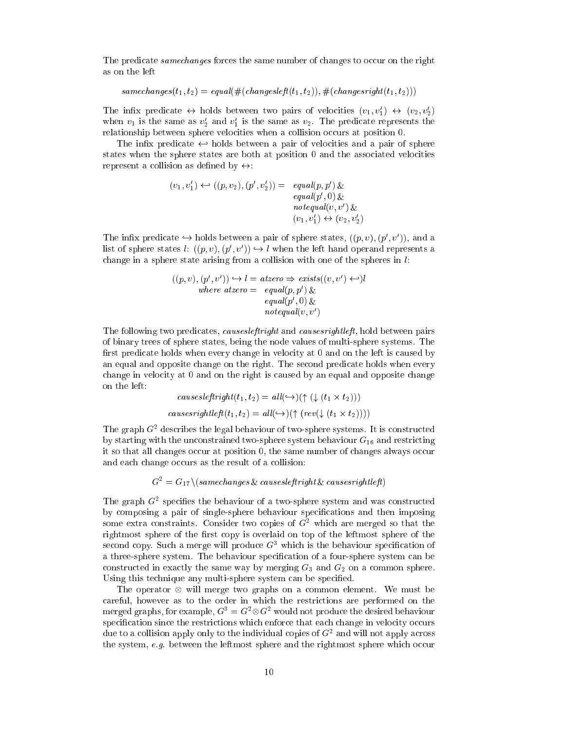The predicate *samechanges* forces the same number of changes to occur on the right as on the left

$$samechanges(t_1, t_2) = equal(\#(changesleft(t_1, t_2)), \#(changesright(t_1, t_2)))$$

The infix predicate $\leftrightarrow$ holds between two pairs of velocities $(v_1, v_1') \leftrightarrow (v_2, v_2')$ when $v_1$ is the same as $v_2'$ and $v_1'$ is the same as $v_2$. The predicate represents the relationship between sphere velocities when a collision occurs at position 0.

The infix predicate $\hookleftarrow$ holds between a pair of velocities and a pair of sphere states when the sphere states are both at position 0 and the associated velocities represent a collision as defined by $\leftrightarrow$:

$$\begin{aligned}(v_1, v_1') \hookleftarrow ((p, v_2), (p', v_2')) = \quad & equal(p, p')\ \& \\ & equal(p', 0)\ \& \\ & notequal(v, v')\ \& \\ & (v_1, v_1') \leftrightarrow (v_2, v_2')\end{aligned}$$

The infix predicate $\hookrightarrow$ holds between a pair of sphere states, $((p, v), (p', v'))$, and a list of sphere states $l$: $((p, v), (p', v')) \hookrightarrow l$ when the left hand operand represents a change in a sphere state arising from a collision with one of the spheres in $l$:

$$\begin{aligned}((p, v), (p', v')) \hookrightarrow l = & \ atzero \Rightarrow exists((v, v') \hookleftarrow)l \\ where\ atzero = & \ equal(p, p')\ \& \\ & \ equal(p', 0)\ \& \\ & \ notequal(v, v')\end{aligned}$$

The following two predicates, *causesleftright* and *causesrightleft*, hold between pairs of binary trees of sphere states, being the node values of multi-sphere systems. The first predicate holds when every change in velocity at 0 and on the left is caused by an equal and opposite change on the right. The second predicate holds when every change in velocity at 0 and on the right is caused by an equal and opposite change on the left:

$$causesleftright(t_1, t_2) = all(\hookrightarrow)(\uparrow(\downarrow(t_1 \times t_2)))$$

$$causesrightleft(t_1, t_2) = all(\hookrightarrow)(\uparrow(rev(\downarrow(t_1 \times t_2))))$$

The graph $G^2$ describes the legal behaviour of two-sphere systems. It is constructed by starting with the unconstrained two-sphere system behaviour $G_{16}$ and restricting it so that all changes occur at position 0, the same number of changes always occur and each change occurs as the result of a collision:

$$G^2 = G_{17} \backslash (samechanges\ \&\ causesleftright\ \&\ causesrightleft)$$

The graph $G^2$ specifies the behaviour of a two-sphere system and was constructed by composing a pair of single-sphere behaviour specifications and then imposing some extra constraints. Consider two copies of $G^2$ which are merged so that the rightmost sphere of the first copy is overlaid on top of the leftmost sphere of the second copy. Such a merge will produce $G^3$ which is the behaviour specification of a three-sphere system. The behaviour specification of a four-sphere system can be constructed in exactly the same way by merging $G_3$ and $G_2$ on a common sphere. Using this technique any multi-sphere system can be specified.

The operator $\otimes$ will merge two graphs on a common element. We must be careful, however as to the order in which the restrictions are performed on the merged graphs, for example, $G^3 = G^2 \otimes G^2$ would not produce the desired behaviour specification since the restrictions which enforce that each change in velocity occurs due to a collision apply only to the individual copies of $G^2$ and will not apply across the system, *e.g.* between the leftmost sphere and the rightmost sphere which occur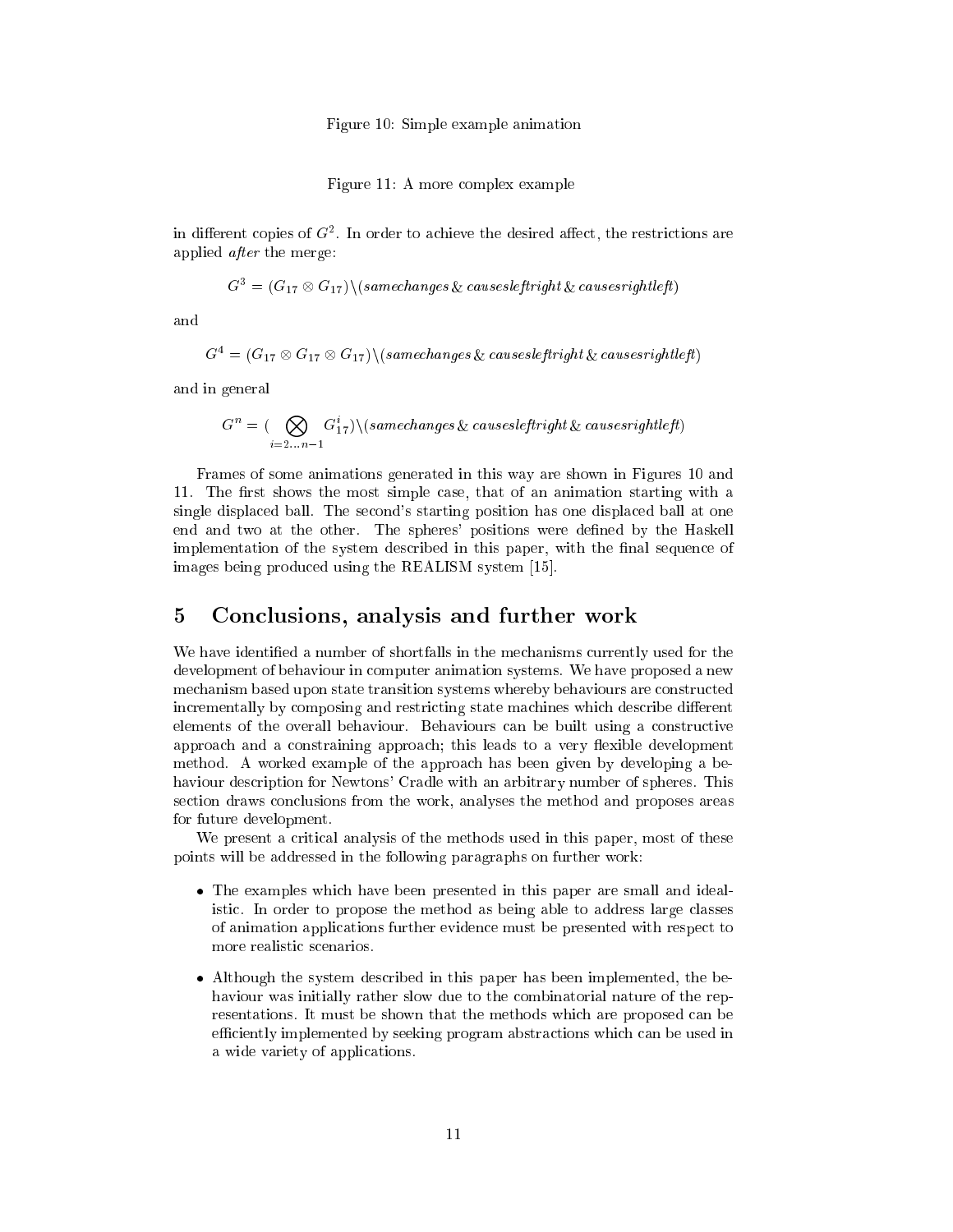Figure 10: Simple example animation

Figure 11: A more complex example

in different copies of $G^2$. In order to achieve the desired affect, the restrictions are applied *after* the merge:

$$G^3 = (G_{17} \otimes G_{17}) \backslash (\mathit{samechanges} \,\&\, \mathit{causesleftright} \,\&\, \mathit{causesrightleft})$$

and

$$G^4 = (G_{17} \otimes G_{17} \otimes G_{17}) \backslash (\mathit{samechanges} \,\&\, \mathit{causesleftright} \,\&\, \mathit{causesrightleft})$$

and in general

$$G^n = (\bigotimes_{i=2\ldots n-1} G_{17}^i) \backslash (\mathit{samechanges} \,\&\, \mathit{causesleftright} \,\&\, \mathit{causesrightleft})$$

Frames of some animations generated in this way are shown in Figures 10 and 11. The first shows the most simple case, that of an animation starting with a single displaced ball. The second's starting position has one displaced ball at one end and two at the other. The spheres' positions were defined by the Haskell implementation of the system described in this paper, with the final sequence of images being produced using the REALISM system [15].

## 5 Conclusions, analysis and further work

We have identified a number of shortfalls in the mechanisms currently used for the development of behaviour in computer animation systems. We have proposed a new mechanism based upon state transition systems whereby behaviours are constructed incrementally by composing and restricting state machines which describe different elements of the overall behaviour. Behaviours can be built using a constructive approach and a constraining approach; this leads to a very flexible development method. A worked example of the approach has been given by developing a behaviour description for Newtons' Cradle with an arbitrary number of spheres. This section draws conclusions from the work, analyses the method and proposes areas for future development.

We present a critical analysis of the methods used in this paper, most of these points will be addressed in the following paragraphs on further work:

- The examples which have been presented in this paper are small and idealistic. In order to propose the method as being able to address large classes of animation applications further evidence must be presented with respect to more realistic scenarios.
- Although the system described in this paper has been implemented, the behaviour was initially rather slow due to the combinatorial nature of the representations. It must be shown that the methods which are proposed can be efficiently implemented by seeking program abstractions which can be used in a wide variety of applications.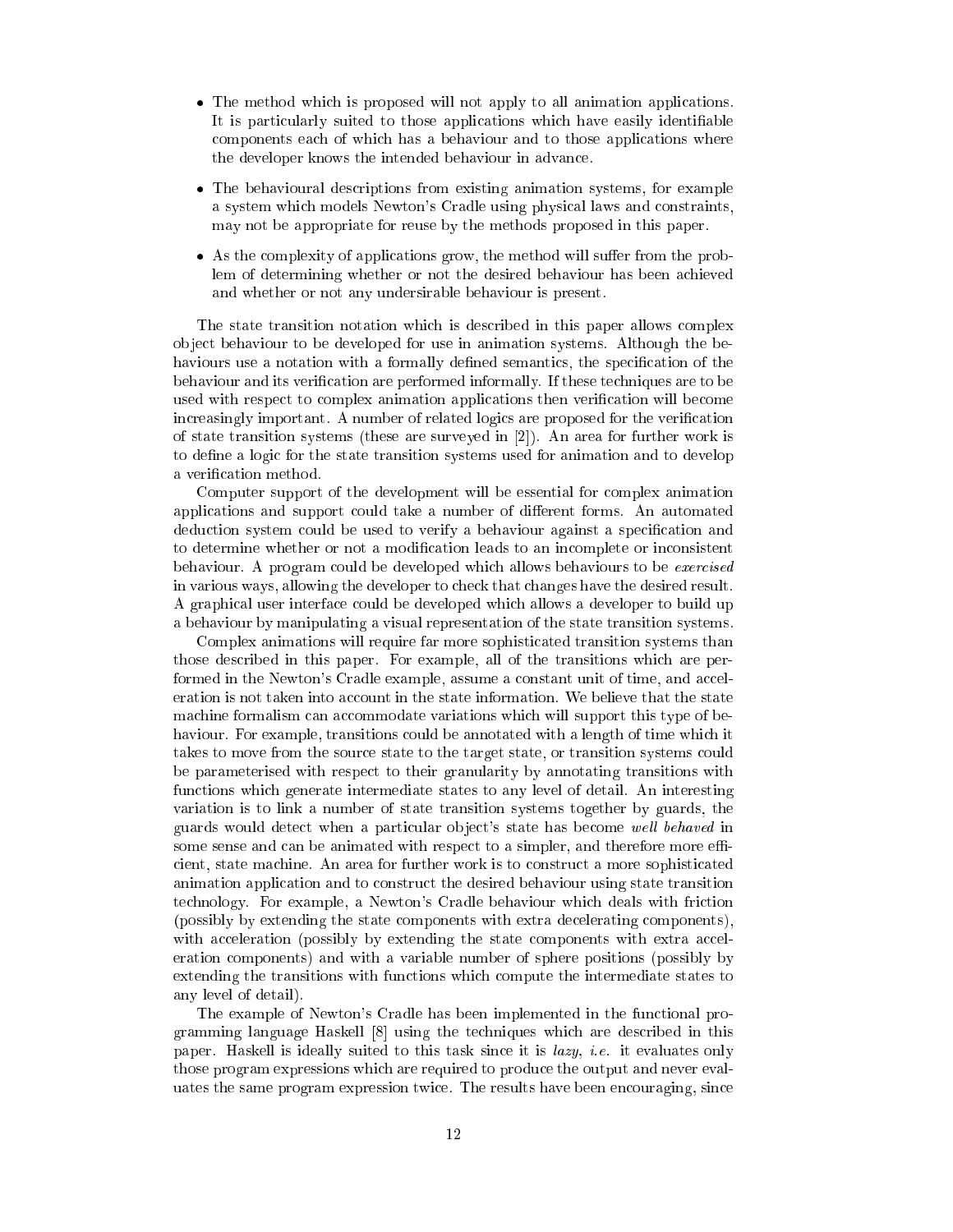- The method which is proposed will not apply to all animation applications. It is particularly suited to those applications which have easily identifiable components each of which has a behaviour and to those applications where the developer knows the intended behaviour in advance.
- The behavioural descriptions from existing animation systems, for example a system which models Newton's Cradle using physical laws and constraints, may not be appropriate for reuse by the methods proposed in this paper.
- As the complexity of applications grow, the method will suffer from the problem of determining whether or not the desired behaviour has been achieved and whether or not any undersirable behaviour is present.

The state transition notation which is described in this paper allows complex object behaviour to be developed for use in animation systems. Although the behaviours use a notation with a formally defined semantics, the specification of the behaviour and its verification are performed informally. If these techniques are to be used with respect to complex animation applications then verification will become increasingly important. A number of related logics are proposed for the verification of state transition systems (these are surveyed in [2]). An area for further work is to define a logic for the state transition systems used for animation and to develop a verification method.

Computer support of the development will be essential for complex animation applications and support could take a number of different forms. An automated deduction system could be used to verify a behaviour against a specification and to determine whether or not a modification leads to an incomplete or inconsistent behaviour. A program could be developed which allows behaviours to be *exercised* in various ways, allowing the developer to check that changes have the desired result. A graphical user interface could be developed which allows a developer to build up a behaviour by manipulating a visual representation of the state transition systems.

Complex animations will require far more sophisticated transition systems than those described in this paper. For example, all of the transitions which are performed in the Newton's Cradle example, assume a constant unit of time, and acceleration is not taken into account in the state information. We believe that the state machine formalism can accommodate variations which will support this type of behaviour. For example, transitions could be annotated with a length of time which it takes to move from the source state to the target state, or transition systems could be parameterised with respect to their granularity by annotating transitions with functions which generate intermediate states to any level of detail. An interesting variation is to link a number of state transition systems together by guards, the guards would detect when a particular object's state has become *well behaved* in some sense and can be animated with respect to a simpler, and therefore more efficient, state machine. An area for further work is to construct a more sophisticated animation application and to construct the desired behaviour using state transition technology. For example, a Newton's Cradle behaviour which deals with friction (possibly by extending the state components with extra decelerating components), with acceleration (possibly by extending the state components with extra acceleration components) and with a variable number of sphere positions (possibly by extending the transitions with functions which compute the intermediate states to any level of detail).

The example of Newton's Cradle has been implemented in the functional programming language Haskell [8] using the techniques which are described in this paper. Haskell is ideally suited to this task since it is *lazy*, *i.e.* it evaluates only those program expressions which are required to produce the output and never evaluates the same program expression twice. The results have been encouraging, since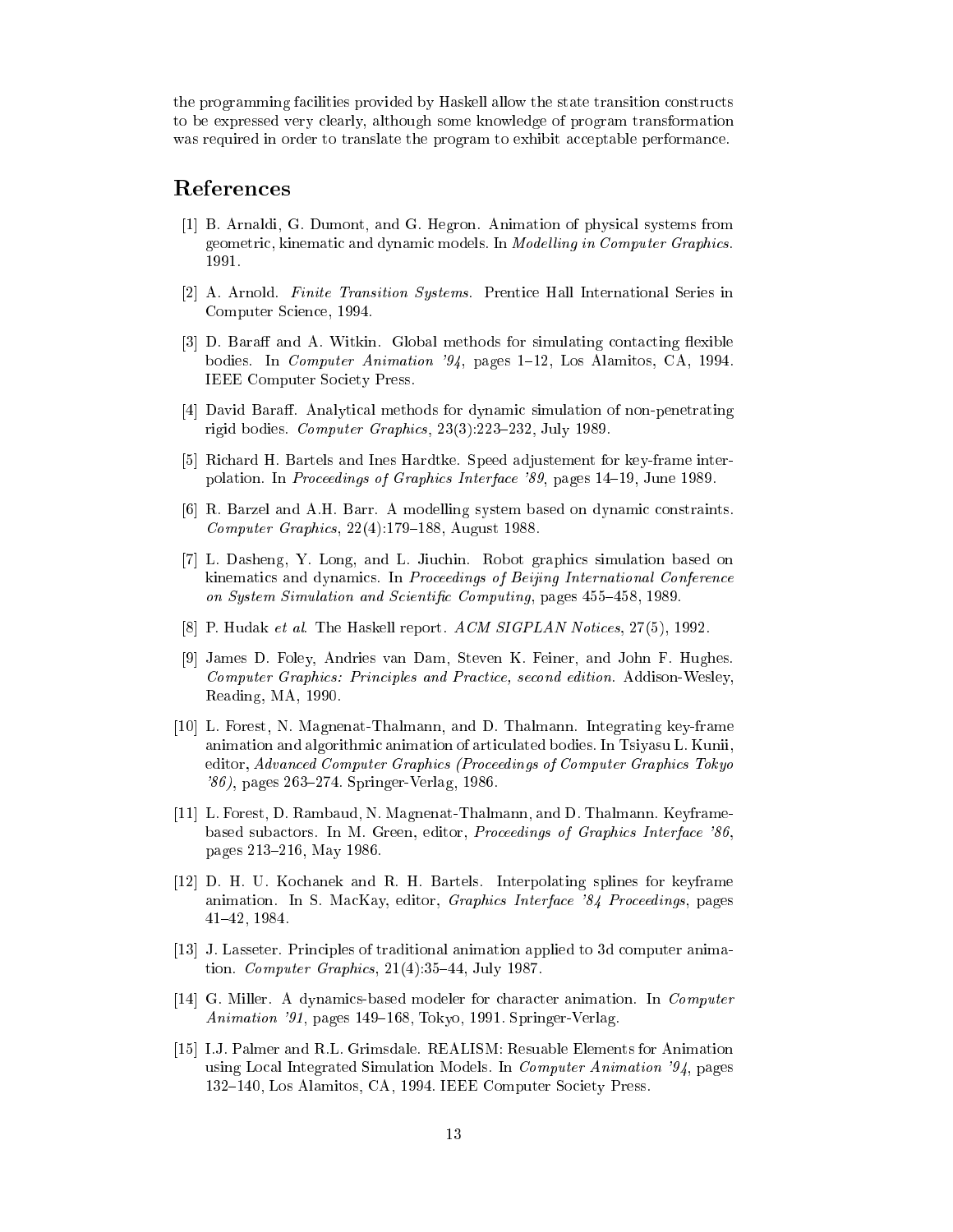the programming facilities provided by Haskell allow the state transition constructs to be expressed very clearly, although some knowledge of program transformation was required in order to translate the program to exhibit acceptable performance.

# References

[1] B. Arnaldi, G. Dumont, and G. Hegron. Animation of physical systems from geometric, kinematic and dynamic models. In *Modelling in Computer Graphics*. 1991.

[2] A. Arnold. *Finite Transition Systems*. Prentice Hall International Series in Computer Science, 1994.

[3] D. Baraff and A. Witkin. Global methods for simulating contacting flexible bodies. In *Computer Animation '94*, pages 1–12, Los Alamitos, CA, 1994. IEEE Computer Society Press.

[4] David Baraff. Analytical methods for dynamic simulation of non-penetrating rigid bodies. *Computer Graphics*, 23(3):223–232, July 1989.

[5] Richard H. Bartels and Ines Hardtke. Speed adjustement for key-frame interpolation. In *Proceedings of Graphics Interface '89*, pages 14–19, June 1989.

[6] R. Barzel and A.H. Barr. A modelling system based on dynamic constraints. *Computer Graphics*, 22(4):179–188, August 1988.

[7] L. Dasheng, Y. Long, and L. Jiuchin. Robot graphics simulation based on kinematics and dynamics. In *Proceedings of Beijing International Conference on System Simulation and Scientific Computing*, pages 455–458, 1989.

[8] P. Hudak *et al.* The Haskell report. *ACM SIGPLAN Notices*, 27(5), 1992.

[9] James D. Foley, Andries van Dam, Steven K. Feiner, and John F. Hughes. *Computer Graphics: Principles and Practice, second edition.* Addison-Wesley, Reading, MA, 1990.

[10] L. Forest, N. Magnenat-Thalmann, and D. Thalmann. Integrating key-frame animation and algorithmic animation of articulated bodies. In Tsiyasu L. Kunii, editor, *Advanced Computer Graphics (Proceedings of Computer Graphics Tokyo '86)*, pages 263–274. Springer-Verlag, 1986.

[11] L. Forest, D. Rambaud, N. Magnenat-Thalmann, and D. Thalmann. Keyframe-based subactors. In M. Green, editor, *Proceedings of Graphics Interface '86*, pages 213–216, May 1986.

[12] D. H. U. Kochanek and R. H. Bartels. Interpolating splines for keyframe animation. In S. MacKay, editor, *Graphics Interface '84 Proceedings*, pages 41–42, 1984.

[13] J. Lasseter. Principles of traditional animation applied to 3d computer animation. *Computer Graphics*, 21(4):35–44, July 1987.

[14] G. Miller. A dynamics-based modeler for character animation. In *Computer Animation '91*, pages 149–168, Tokyo, 1991. Springer-Verlag.

[15] I.J. Palmer and R.L. Grimsdale. REALISM: Resuable Elements for Animation using Local Integrated Simulation Models. In *Computer Animation '94*, pages 132–140, Los Alamitos, CA, 1994. IEEE Computer Society Press.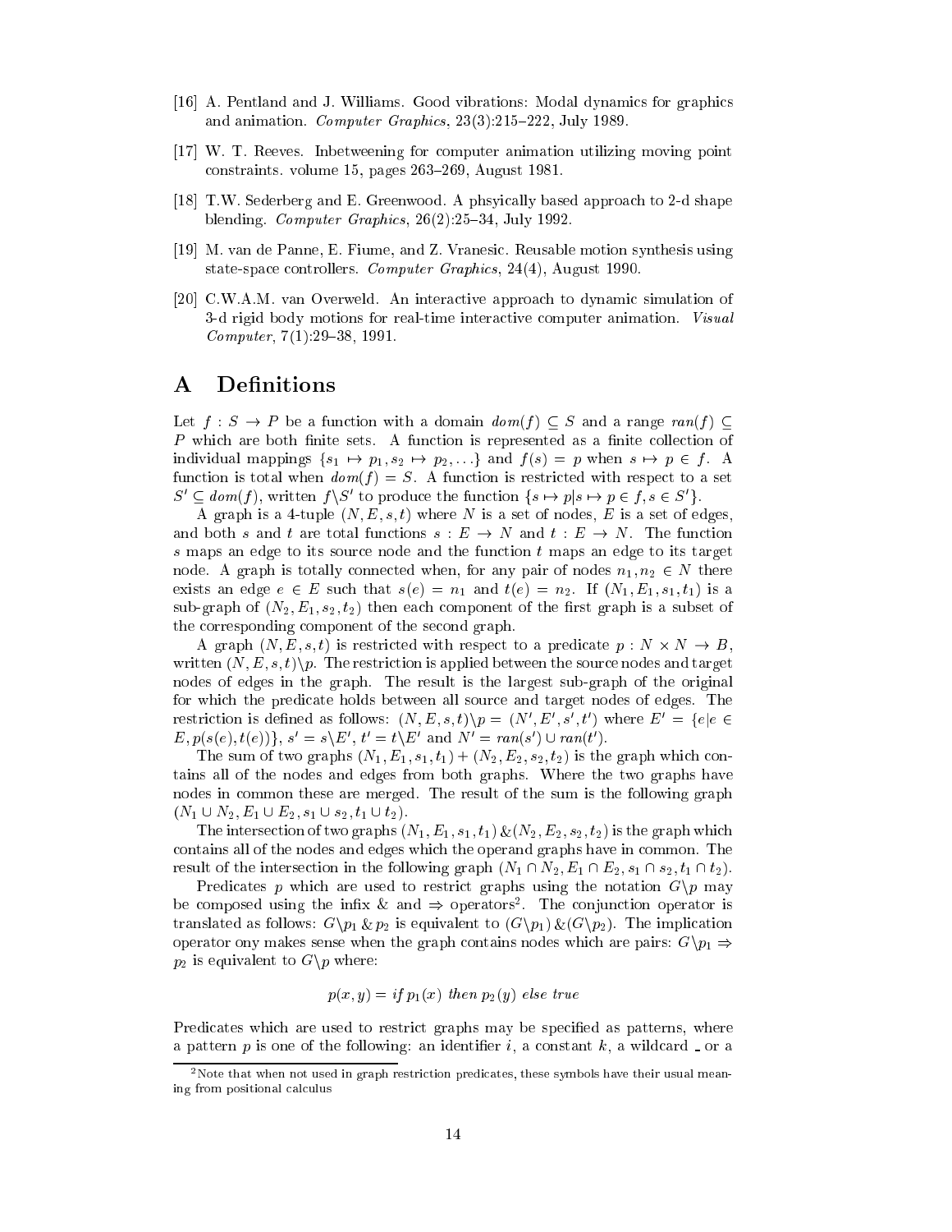[16] A. Pentland and J. Williams. Good vibrations: Modal dynamics for graphics and animation. *Computer Graphics*, 23(3):215–222, July 1989.

[17] W. T. Reeves. Inbetweening for computer animation utilizing moving point constraints. volume 15, pages 263–269, August 1981.

[18] T.W. Sederberg and E. Greenwood. A phsyically based approach to 2-d shape blending. *Computer Graphics*, 26(2):25–34, July 1992.

[19] M. van de Panne, E. Fiume, and Z. Vranesic. Reusable motion synthesis using state-space controllers. *Computer Graphics*, 24(4), August 1990.

[20] C.W.A.M. van Overweld. An interactive approach to dynamic simulation of 3-d rigid body motions for real-time interactive computer animation. *Visual Computer*, 7(1):29–38, 1991.

# A Definitions

Let $f : S \to P$ be a function with a domain $dom(f) \subseteq S$ and a range $ran(f) \subseteq P$ which are both finite sets. A function is represented as a finite collection of individual mappings $\{s_1 \mapsto p_1, s_2 \mapsto p_2, \ldots\}$ and $f(s) = p$ when $s \mapsto p \in f$. A function is total when $dom(f) = S$. A function is restricted with respect to a set $S' \subseteq dom(f)$, written $f \backslash S'$ to produce the function $\{s \mapsto p | s \mapsto p \in f, s \in S'\}$.

A graph is a 4-tuple $(N, E, s, t)$ where $N$ is a set of nodes, $E$ is a set of edges, and both $s$ and $t$ are total functions $s : E \to N$ and $t : E \to N$. The function $s$ maps an edge to its source node and the function $t$ maps an edge to its target node. A graph is totally connected when, for any pair of nodes $n_1, n_2 \in N$ there exists an edge $e \in E$ such that $s(e) = n_1$ and $t(e) = n_2$. If $(N_1, E_1, s_1, t_1)$ is a sub-graph of $(N_2, E_1, s_2, t_2)$ then each component of the first graph is a subset of the corresponding component of the second graph.

A graph $(N, E, s, t)$ is restricted with respect to a predicate $p : N \times N \to B$, written $(N, E, s, t) \backslash p$. The restriction is applied between the source nodes and target nodes of edges in the graph. The result is the largest sub-graph of the original for which the predicate holds between all source and target nodes of edges. The restriction is defined as follows: $(N, E, s, t) \backslash p = (N', E', s', t')$ where $E' = \{e | e \in E, p(s(e), t(e))\}$, $s' = s \backslash E'$, $t' = t \backslash E'$ and $N' = ran(s') \cup ran(t')$.

The sum of two graphs $(N_1, E_1, s_1, t_1) + (N_2, E_2, s_2, t_2)$ is the graph which contains all of the nodes and edges from both graphs. Where the two graphs have nodes in common these are merged. The result of the sum is the following graph $(N_1 \cup N_2, E_1 \cup E_2, s_1 \cup s_2, t_1 \cup t_2)$.

The intersection of two graphs $(N_1, E_1, s_1, t_1) \,\&\, (N_2, E_2, s_2, t_2)$ is the graph which contains all of the nodes and edges which the operand graphs have in common. The result of the intersection in the following graph $(N_1 \cap N_2, E_1 \cap E_2, s_1 \cap s_2, t_1 \cap t_2)$.

Predicates $p$ which are used to restrict graphs using the notation $G \backslash p$ may be composed using the infix & and $\Rightarrow$ operators[2]. The conjunction operator is translated as follows: $G \backslash p_1 \,\&\, p_2$ is equivalent to $(G \backslash p_1) \,\&\, (G \backslash p_2)$. The implication operator ony makes sense when the graph contains nodes which are pairs: $G \backslash p_1 \Rightarrow p_2$ is equivalent to $G \backslash p$ where:

$$p(x, y) = \mathit{if}\ p_1(x)\ \mathit{then}\ p_2(y)\ \mathit{else\ true}$$

Predicates which are used to restrict graphs may be specified as patterns, where a pattern $p$ is one of the following: an identifier $i$, a constant $k$, a wildcard _ or a

[2] Note that when not used in graph restriction predicates, these symbols have their usual meaning from positional calculus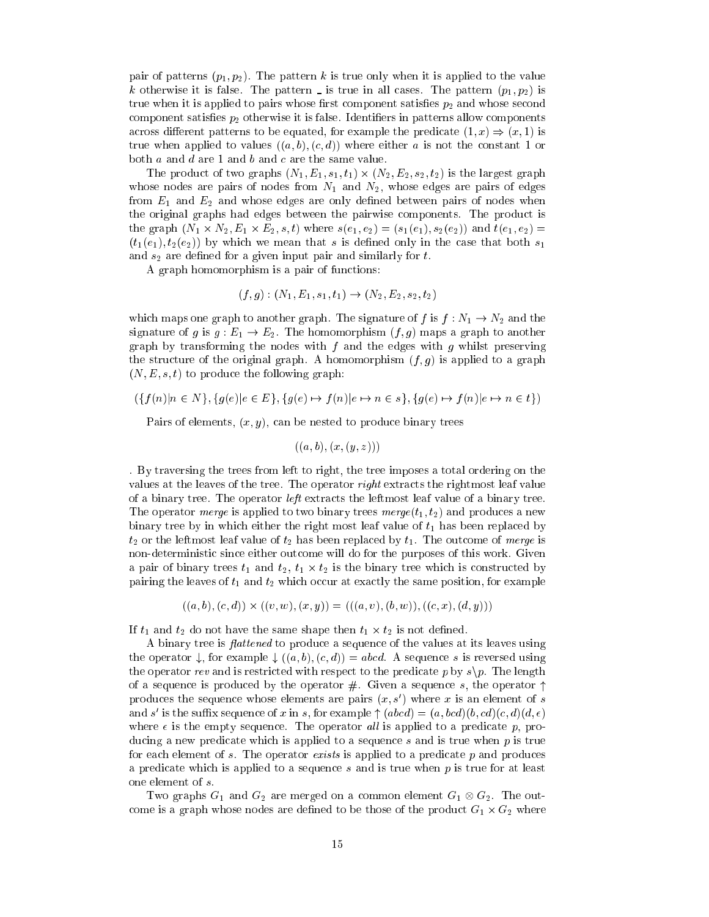pair of patterns $(p_1, p_2)$. The pattern $k$ is true only when it is applied to the value $k$ otherwise it is false. The pattern _ is true in all cases. The pattern $(p_1, p_2)$ is true when it is applied to pairs whose first component satisfies $p_2$ and whose second component satisfies $p_2$ otherwise it is false. Identifiers in patterns allow components across different patterns to be equated, for example the predicate $(1, x) \Rightarrow (x, 1)$ is true when applied to values $((a, b), (c, d))$ where either $a$ is not the constant 1 or both $a$ and $d$ are 1 and $b$ and $c$ are the same value.

The product of two graphs $(N_1, E_1, s_1, t_1) \times (N_2, E_2, s_2, t_2)$ is the largest graph whose nodes are pairs of nodes from $N_1$ and $N_2$, whose edges are pairs of edges from $E_1$ and $E_2$ and whose edges are only defined between pairs of nodes when the original graphs had edges between the pairwise components. The product is the graph $(N_1 \times N_2, E_1 \times E_2, s, t)$ where $s(e_1, e_2) = (s_1(e_1), s_2(e_2))$ and $t(e_1, e_2) = (t_1(e_1), t_2(e_2))$ by which we mean that $s$ is defined only in the case that both $s_1$ and $s_2$ are defined for a given input pair and similarly for $t$.

A graph homomorphism is a pair of functions:

$$(f, g) : (N_1, E_1, s_1, t_1) \to (N_2, E_2, s_2, t_2)$$

which maps one graph to another graph. The signature of $f$ is $f : N_1 \to N_2$ and the signature of $g$ is $g : E_1 \to E_2$. The homomorphism $(f, g)$ maps a graph to another graph by transforming the nodes with $f$ and the edges with $g$ whilst preserving the structure of the original graph. A homomorphism $(f, g)$ is applied to a graph $(N, E, s, t)$ to produce the following graph:

$$(\{f(n) | n \in N\}, \{g(e) | e \in E\}, \{g(e) \mapsto f(n) | e \mapsto n \in s\}, \{g(e) \mapsto f(n) | e \mapsto n \in t\})$$

Pairs of elements, $(x, y)$, can be nested to produce binary trees

$$((a, b), (x, (y, z)))$$

. By traversing the trees from left to right, the tree imposes a total ordering on the values at the leaves of the tree. The operator *right* extracts the rightmost leaf value of a binary tree. The operator *left* extracts the leftmost leaf value of a binary tree. The operator *merge* is applied to two binary trees $merge(t_1, t_2)$ and produces a new binary tree by in which either the right most leaf value of $t_1$ has been replaced by $t_2$ or the leftmost leaf value of $t_2$ has been replaced by $t_1$. The outcome of *merge* is non-deterministic since either outcome will do for the purposes of this work. Given a pair of binary trees $t_1$ and $t_2$, $t_1 \times t_2$ is the binary tree which is constructed by pairing the leaves of $t_1$ and $t_2$ which occur at exactly the same position, for example

$$((a, b), (c, d)) \times ((v, w), (x, y)) = (((a, v), (b, w)), ((c, x), (d, y)))$$

If $t_1$ and $t_2$ do not have the same shape then $t_1 \times t_2$ is not defined.

A binary tree is *flattened* to produce a sequence of the values at its leaves using the operator $\downarrow$, for example $\downarrow ((a, b), (c, d)) = abcd$. A sequence $s$ is reversed using the operator *rev* and is restricted with respect to the predicate $p$ by $s \backslash p$. The length of a sequence is produced by the operator $\#$. Given a sequence $s$, the operator $\uparrow$ produces the sequence whose elements are pairs $(x, s')$ where $x$ is an element of $s$ and $s'$ is the suffix sequence of $x$ in $s$, for example $\uparrow (abcd) = (a, bcd)(b, cd)(c, d)(d, \epsilon)$ where $\epsilon$ is the empty sequence. The operator *all* is applied to a predicate $p$, producing a new predicate which is applied to a sequence $s$ and is true when $p$ is true for each element of $s$. The operator *exists* is applied to a predicate $p$ and produces a predicate which is applied to a sequence $s$ and is true when $p$ is true for at least one element of $s$.

Two graphs $G_1$ and $G_2$ are merged on a common element $G_1 \otimes G_2$. The outcome is a graph whose nodes are defined to be those of the product $G_1 \times G_2$ where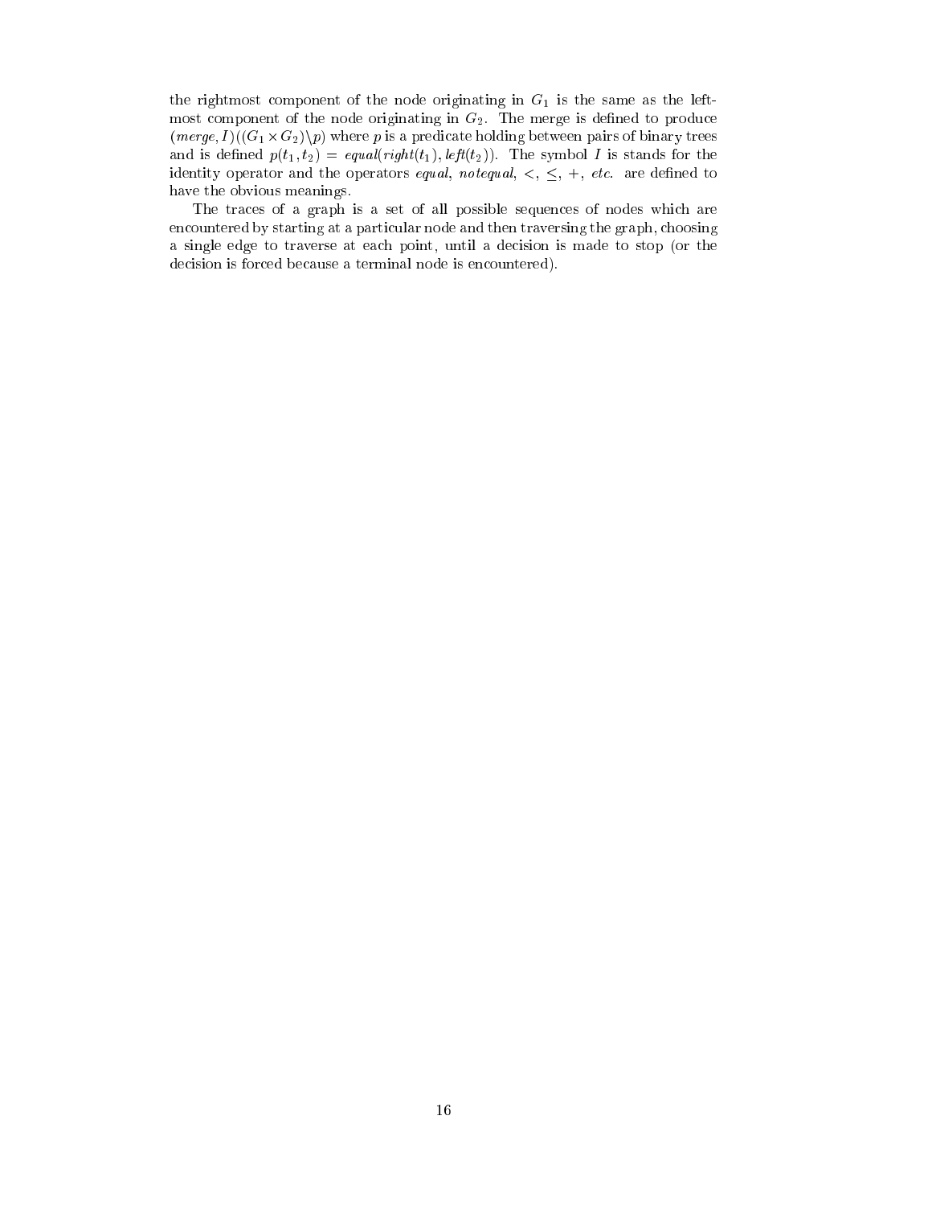the rightmost component of the node originating in $G_1$ is the same as the leftmost component of the node originating in $G_2$. The merge is defined to produce $(merge, I)((G_1 \times G_2)\backslash p)$ where $p$ is a predicate holding between pairs of binary trees and is defined $p(t_1, t_2) = equal(right(t_1), left(t_2))$. The symbol $I$ is stands for the identity operator and the operators *equal*, *notequal*, $<$, $\leq$, $+$, *etc.* are defined to have the obvious meanings.

The traces of a graph is a set of all possible sequences of nodes which are encountered by starting at a particular node and then traversing the graph, choosing a single edge to traverse at each point, until a decision is made to stop (or the decision is forced because a terminal node is encountered).